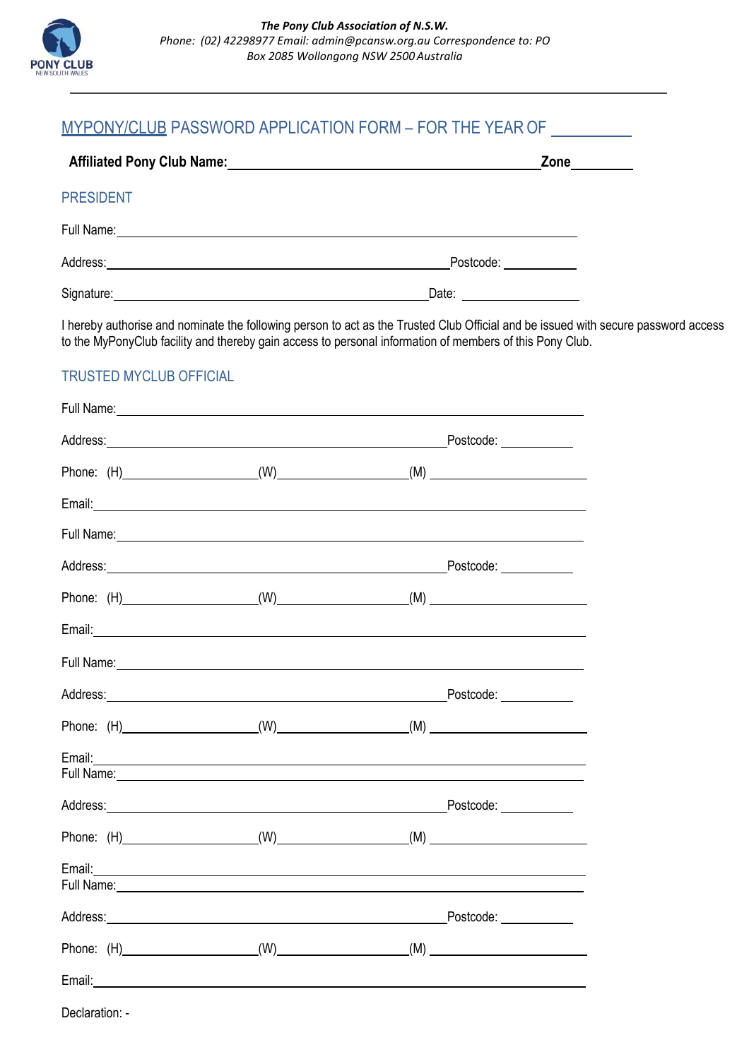***The Pony Club Association of N.S.W.***
*Phone: (02) 42298977 Email: admin@pcansw.org.au Correspondence to: PO Box 2085 Wollongong NSW 2500 Australia*

## MYPONY/CLUB PASSWORD APPLICATION FORM – FOR THE YEAR OF __________

**Affiliated Pony Club Name:** ______________________________ **Zone** ________

### PRESIDENT

Full Name: ______________________________

Address: ______________________________ Postcode: __________

Signature: ______________________________ Date: __________

I hereby authorise and nominate the following person to act as the Trusted Club Official and be issued with secure password access to the MyPonyClub facility and thereby gain access to personal information of members of this Pony Club.

### TRUSTED MYCLUB OFFICIAL

Full Name: ______________________________

Address: ______________________________ Postcode: __________

Phone: (H) __________ (W) __________ (M) __________

Email: ______________________________

Full Name: ______________________________

Address: ______________________________ Postcode: __________

Phone: (H) __________ (W) __________ (M) __________

Email: ______________________________

Full Name: ______________________________

Address: ______________________________ Postcode: __________

Phone: (H) __________ (W) __________ (M) __________

Email: ______________________________

Full Name: ______________________________

Address: ______________________________ Postcode: __________

Phone: (H) __________ (W) __________ (M) __________

Email: ______________________________

Full Name: ______________________________

Address: ______________________________ Postcode: __________

Phone: (H) __________ (W) __________ (M) __________

Email: ______________________________

Declaration: -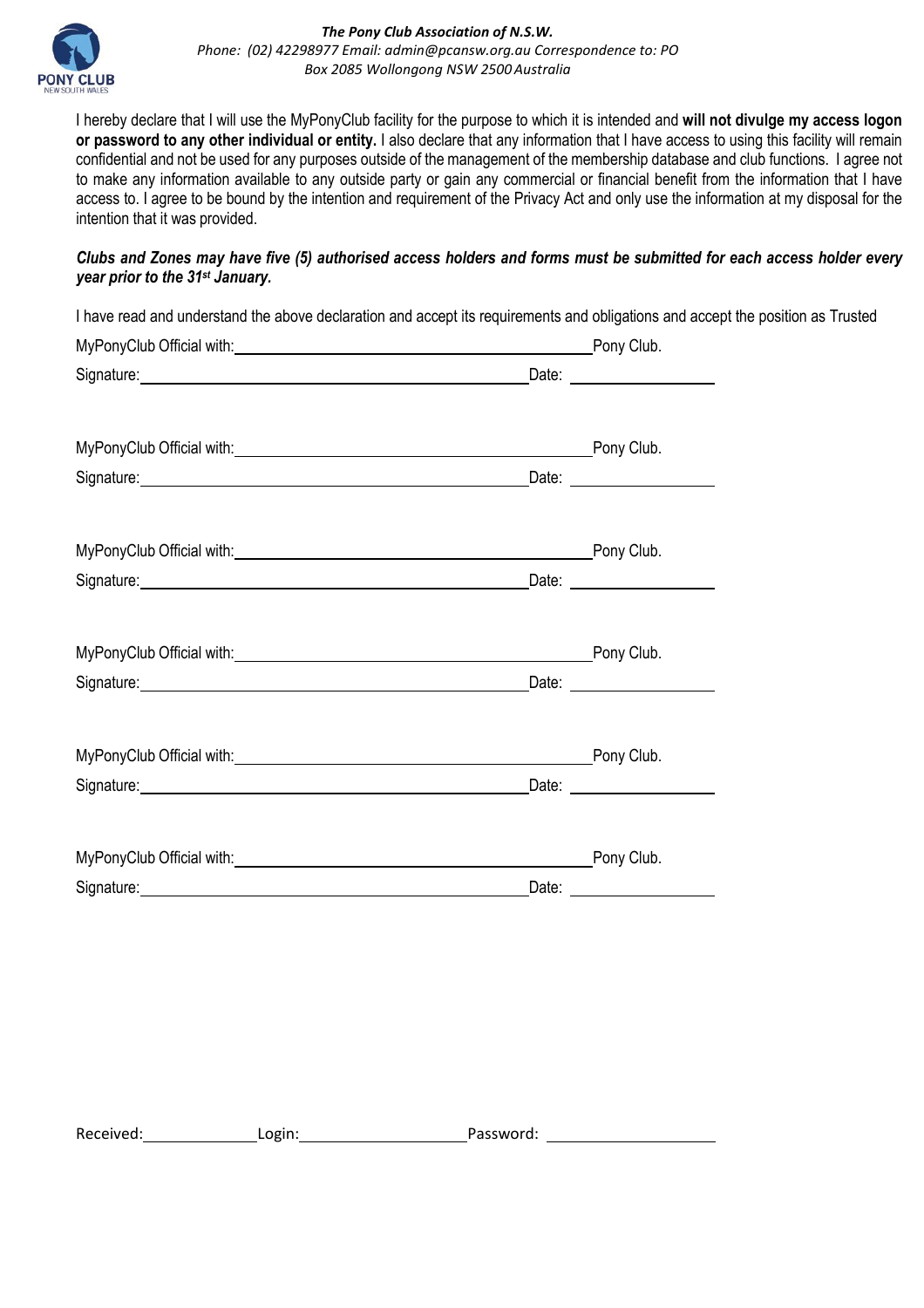The Pony Club Association of N.S.W.
Phone: (02) 42298977 Email: admin@pcansw.org.au Correspondence to: PO Box 2085 Wollongong NSW 2500 Australia

I hereby declare that I will use the MyPonyClub facility for the purpose to which it is intended and **will not divulge my access logon or password to any other individual or entity.** I also declare that any information that I have access to using this facility will remain confidential and not be used for any purposes outside of the management of the membership database and club functions. I agree not to make any information available to any outside party or gain any commercial or financial benefit from the information that I have access to. I agree to be bound by the intention and requirement of the Privacy Act and only use the information at my disposal for the intention that it was provided.

***Clubs and Zones may have five (5) authorised access holders and forms must be submitted for each access holder every year prior to the 31st January.***

I have read and understand the above declaration and accept its requirements and obligations and accept the position as Trusted

MyPonyClub Official with:\_\_\_\_\_\_\_\_\_\_\_\_\_\_\_\_\_\_\_\_\_\_\_\_\_\_\_\_\_\_\_\_Pony Club.

Signature:\_\_\_\_\_\_\_\_\_\_\_\_\_\_\_\_\_\_\_\_\_\_\_\_\_\_\_\_\_\_\_\_Date: \_\_\_\_\_\_\_\_\_\_\_\_\_\_

MyPonyClub Official with:\_\_\_\_\_\_\_\_\_\_\_\_\_\_\_\_\_\_\_\_\_\_\_\_\_\_\_\_\_\_\_\_Pony Club.

Signature:\_\_\_\_\_\_\_\_\_\_\_\_\_\_\_\_\_\_\_\_\_\_\_\_\_\_\_\_\_\_\_\_Date: \_\_\_\_\_\_\_\_\_\_\_\_\_\_

MyPonyClub Official with:\_\_\_\_\_\_\_\_\_\_\_\_\_\_\_\_\_\_\_\_\_\_\_\_\_\_\_\_\_\_\_\_Pony Club.

Signature:\_\_\_\_\_\_\_\_\_\_\_\_\_\_\_\_\_\_\_\_\_\_\_\_\_\_\_\_\_\_\_\_Date: \_\_\_\_\_\_\_\_\_\_\_\_\_\_

MyPonyClub Official with:\_\_\_\_\_\_\_\_\_\_\_\_\_\_\_\_\_\_\_\_\_\_\_\_\_\_\_\_\_\_\_\_Pony Club.

Signature:\_\_\_\_\_\_\_\_\_\_\_\_\_\_\_\_\_\_\_\_\_\_\_\_\_\_\_\_\_\_\_\_Date: \_\_\_\_\_\_\_\_\_\_\_\_\_\_

MyPonyClub Official with:\_\_\_\_\_\_\_\_\_\_\_\_\_\_\_\_\_\_\_\_\_\_\_\_\_\_\_\_\_\_\_\_Pony Club.

Signature:\_\_\_\_\_\_\_\_\_\_\_\_\_\_\_\_\_\_\_\_\_\_\_\_\_\_\_\_\_\_\_\_Date: \_\_\_\_\_\_\_\_\_\_\_\_\_\_

MyPonyClub Official with:\_\_\_\_\_\_\_\_\_\_\_\_\_\_\_\_\_\_\_\_\_\_\_\_\_\_\_\_\_\_\_\_Pony Club.

Signature:\_\_\_\_\_\_\_\_\_\_\_\_\_\_\_\_\_\_\_\_\_\_\_\_\_\_\_\_\_\_\_\_Date: \_\_\_\_\_\_\_\_\_\_\_\_\_\_

Received:\_\_\_\_\_\_\_\_\_\_\_\_ Login:\_\_\_\_\_\_\_\_\_\_\_\_\_\_\_\_ Password: \_\_\_\_\_\_\_\_\_\_\_\_\_\_\_\_